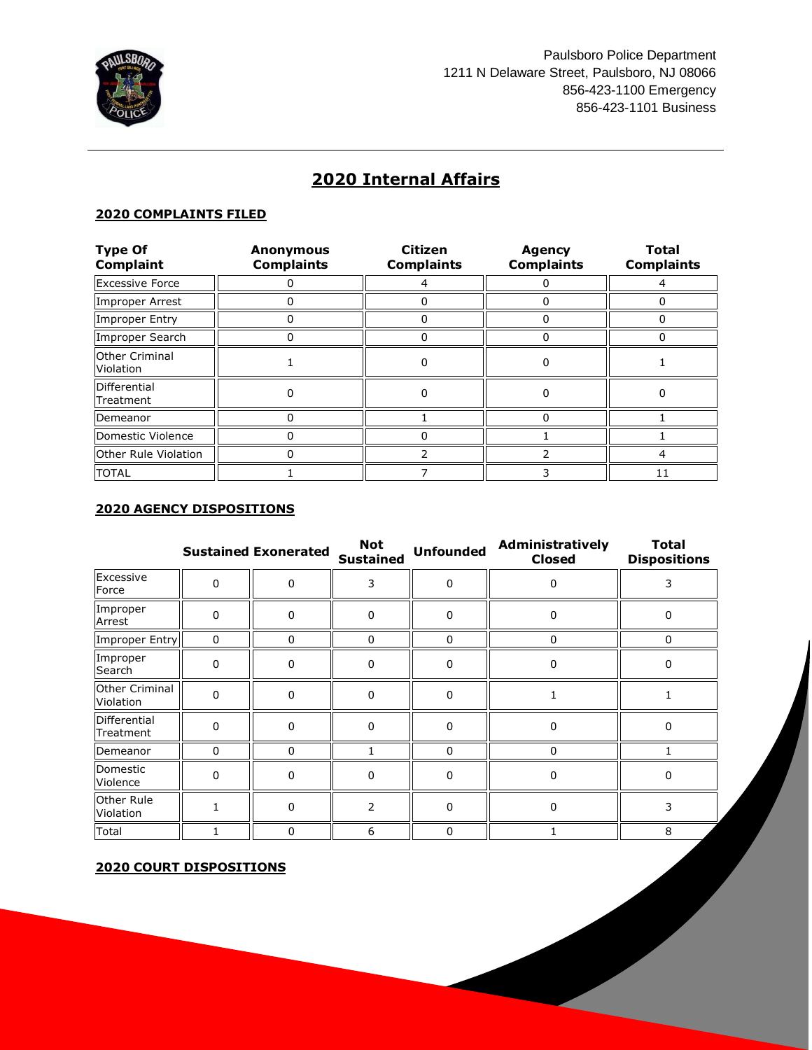Paulsboro Police Department
1211 N Delaware Street, Paulsboro, NJ 08066
856-423-1100 Emergency
856-423-1101 Business

# 2020 Internal Affairs

## 2020 COMPLAINTS FILED

| Type Of Complaint | Anonymous Complaints | Citizen Complaints | Agency Complaints | Total Complaints |
|---|---|---|---|---|
| Excessive Force | 0 | 4 | 0 | 4 |
| Improper Arrest | 0 | 0 | 0 | 0 |
| Improper Entry | 0 | 0 | 0 | 0 |
| Improper Search | 0 | 0 | 0 | 0 |
| Other Criminal Violation | 1 | 0 | 0 | 1 |
| Differential Treatment | 0 | 0 | 0 | 0 |
| Demeanor | 0 | 1 | 0 | 1 |
| Domestic Violence | 0 | 0 | 1 | 1 |
| Other Rule Violation | 0 | 2 | 2 | 4 |
| TOTAL | 1 | 7 | 3 | 11 |

## 2020 AGENCY DISPOSITIONS

| | Sustained | Exonerated | Not Sustained | Unfounded | Administratively Closed | Total Dispositions |
|---|---|---|---|---|---|---|
| Excessive Force | 0 | 0 | 3 | 0 | 0 | 3 |
| Improper Arrest | 0 | 0 | 0 | 0 | 0 | 0 |
| Improper Entry | 0 | 0 | 0 | 0 | 0 | 0 |
| Improper Search | 0 | 0 | 0 | 0 | 0 | 0 |
| Other Criminal Violation | 0 | 0 | 0 | 0 | 1 | 1 |
| Differential Treatment | 0 | 0 | 0 | 0 | 0 | 0 |
| Demeanor | 0 | 0 | 1 | 0 | 0 | 1 |
| Domestic Violence | 0 | 0 | 0 | 0 | 0 | 0 |
| Other Rule Violation | 1 | 0 | 2 | 0 | 0 | 3 |
| Total | 1 | 0 | 6 | 0 | 1 | 8 |

## 2020 COURT DISPOSITIONS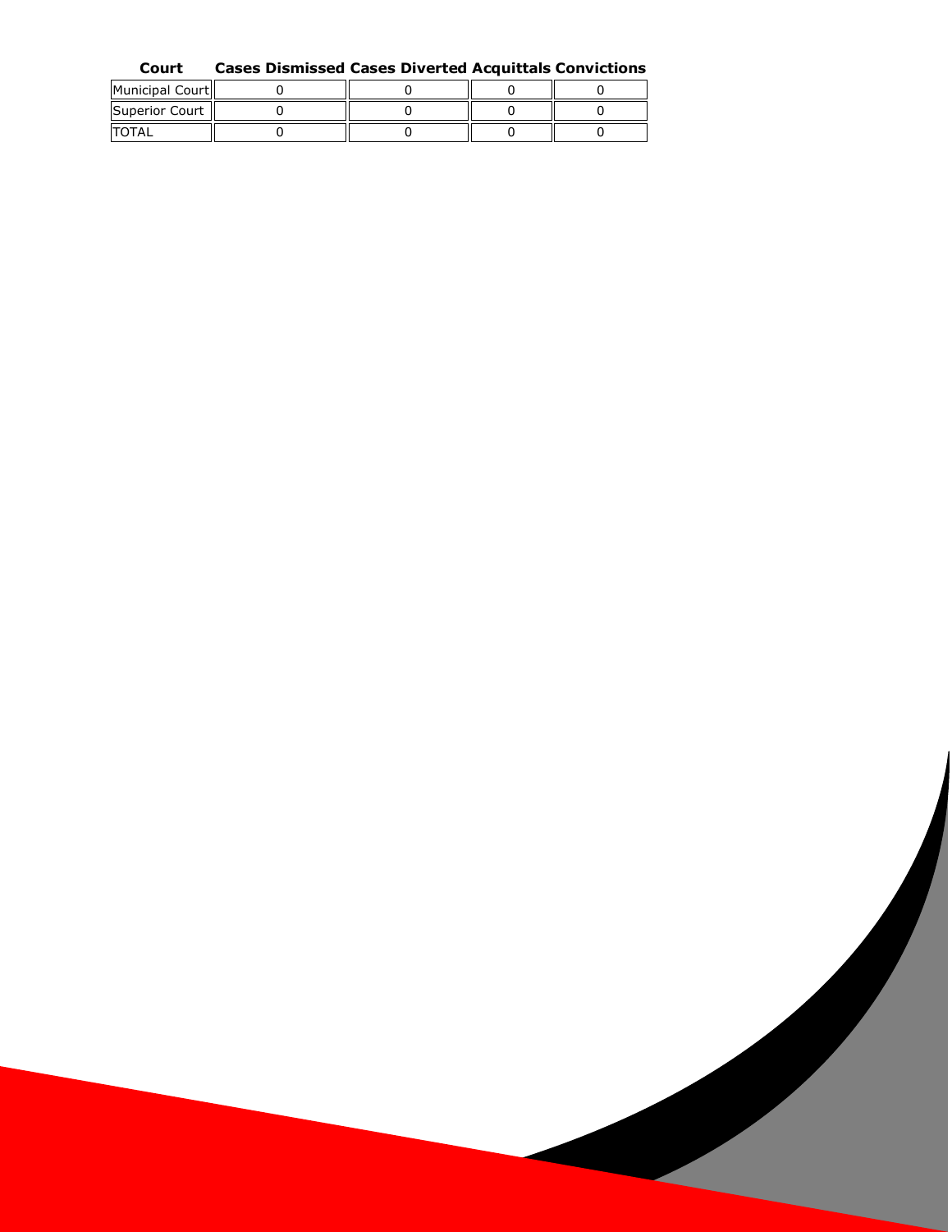| Court | Cases Dismissed | Cases Diverted | Acquittals | Convictions |
| --- | --- | --- | --- | --- |
| Municipal Court | 0 | 0 | 0 | 0 |
| Superior Court | 0 | 0 | 0 | 0 |
| TOTAL | 0 | 0 | 0 | 0 |